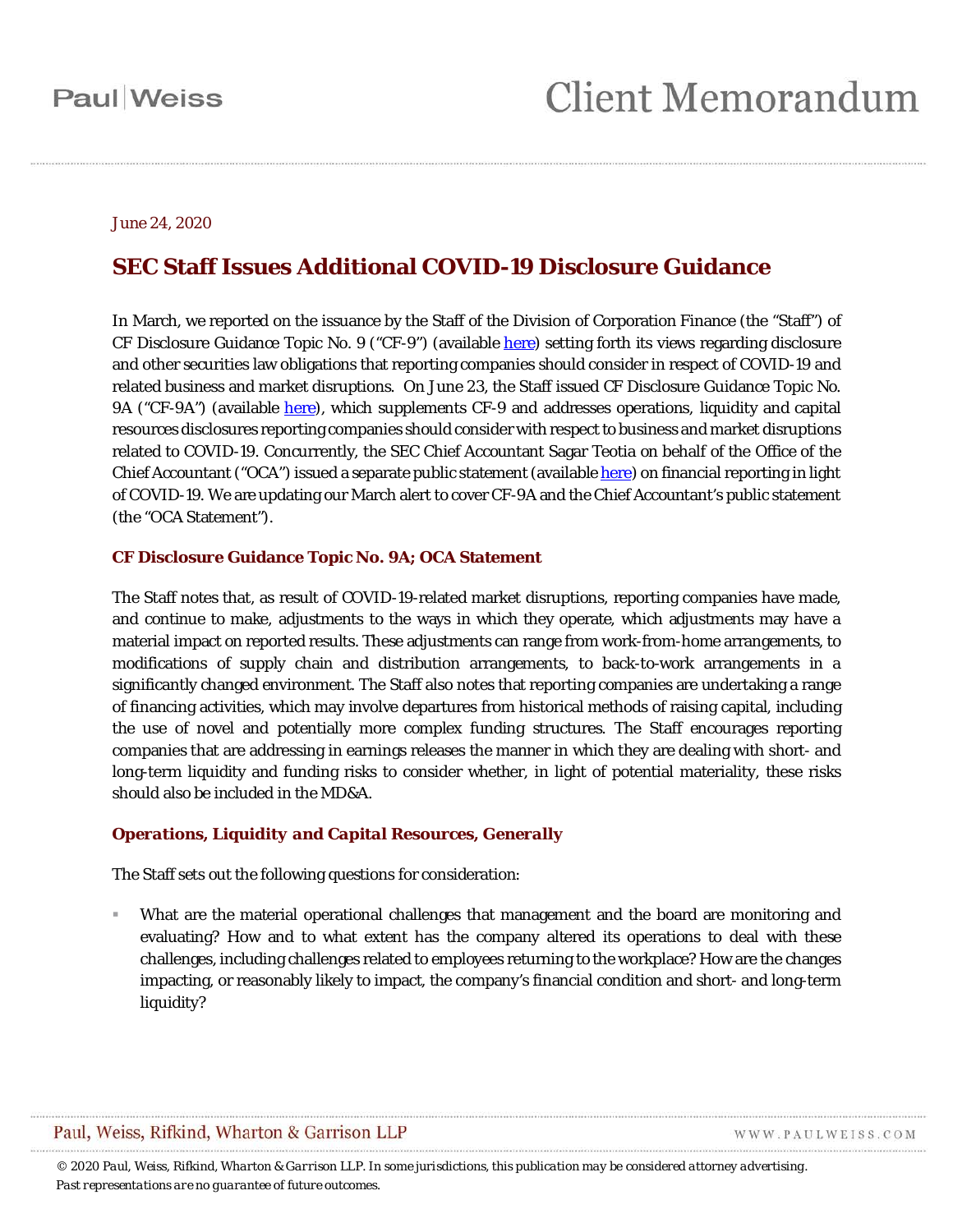June 24, 2020

# SEC Staff Issues Additional COVID-19 Disclosure Guidance

In March, we reported on the issuance by the Staff of the Division of Corporation Finance (the "Staff") of CF Disclosure Guidance Topic No. 9 ("CF-9") (available here) setting forth its views regarding disclosure and other securities law obligations that reporting companies should consider in respect of COVID-19 and related business and market disruptions. On June 23, the Staff issued CF Disclosure Guidance Topic No. 9A ("CF-9A") (available here), which supplements CF-9 and addresses operations, liquidity and capital resources disclosures reporting companies should consider with respect to business and market disruptions related to COVID-19. Concurrently, the SEC Chief Accountant Sagar Teotia on behalf of the Office of the Chief Accountant ("OCA") issued a separate public statement (available here) on financial reporting in light of COVID-19. We are updating our March alert to cover CF-9A and the Chief Accountant's public statement (the "OCA Statement").

## CF Disclosure Guidance Topic No. 9A; OCA Statement

The Staff notes that, as result of COVID-19-related market disruptions, reporting companies have made, and continue to make, adjustments to the ways in which they operate, which adjustments may have a material impact on reported results. These adjustments can range from work-from-home arrangements, to modifications of supply chain and distribution arrangements, to back-to-work arrangements in a significantly changed environment. The Staff also notes that reporting companies are undertaking a range of financing activities, which may involve departures from historical methods of raising capital, including the use of novel and potentially more complex funding structures. The Staff encourages reporting companies that are addressing in earnings releases the manner in which they are dealing with short- and long-term liquidity and funding risks to consider whether, in light of potential materiality, these risks should also be included in the MD&A.

### *Operations, Liquidity and Capital Resources, Generally*

The Staff sets out the following questions for consideration:

- What are the material operational challenges that management and the board are monitoring and evaluating? How and to what extent has the company altered its operations to deal with these challenges, including challenges related to employees returning to the workplace? How are the changes impacting, or reasonably likely to impact, the company's financial condition and short- and long-term liquidity?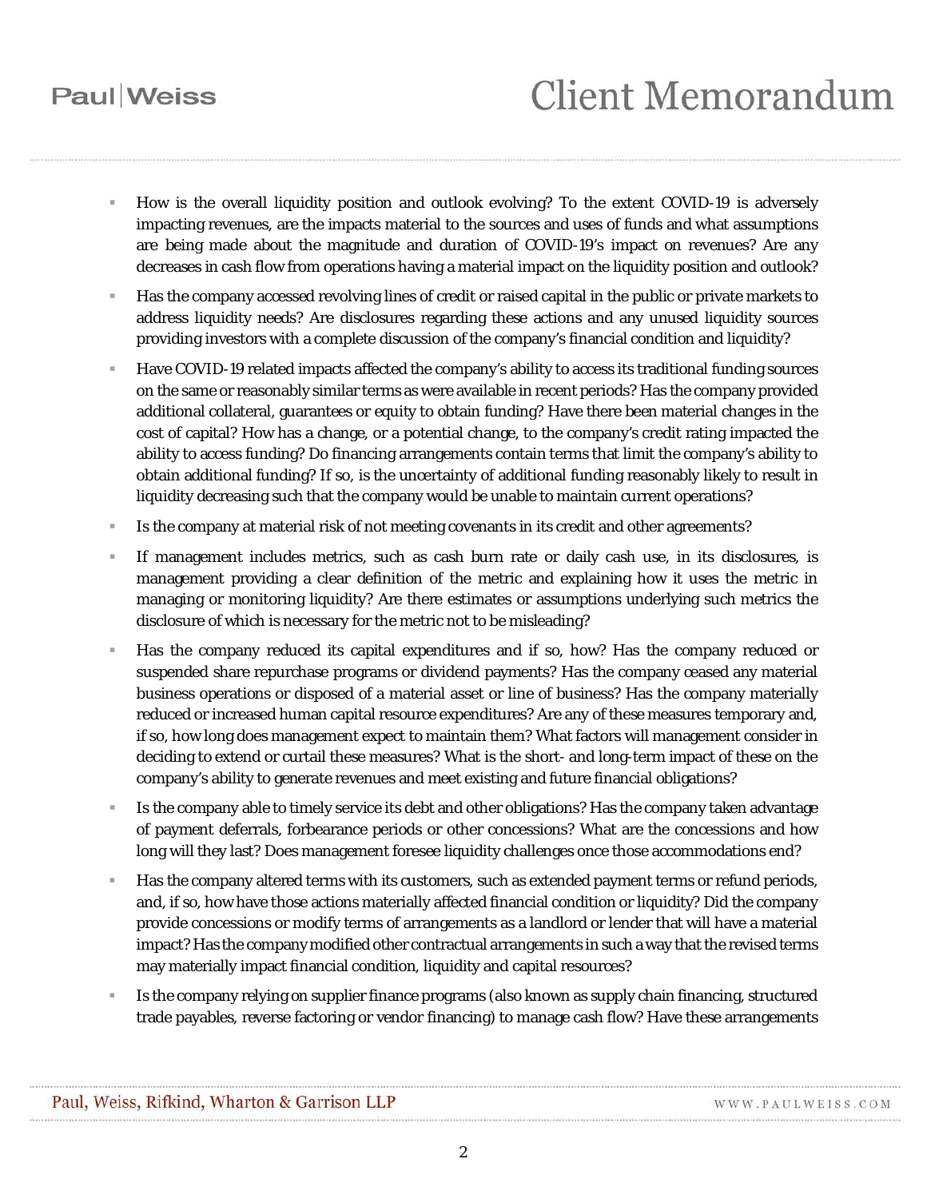- How is the overall liquidity position and outlook evolving? To the extent COVID-19 is adversely impacting revenues, are the impacts material to the sources and uses of funds and what assumptions are being made about the magnitude and duration of COVID-19's impact on revenues? Are any decreases in cash flow from operations having a material impact on the liquidity position and outlook?
- Has the company accessed revolving lines of credit or raised capital in the public or private markets to address liquidity needs? Are disclosures regarding these actions and any unused liquidity sources providing investors with a complete discussion of the company's financial condition and liquidity?
- Have COVID-19 related impacts affected the company's ability to access its traditional funding sources on the same or reasonably similar terms as were available in recent periods? Has the company provided additional collateral, guarantees or equity to obtain funding? Have there been material changes in the cost of capital? How has a change, or a potential change, to the company's credit rating impacted the ability to access funding? Do financing arrangements contain terms that limit the company's ability to obtain additional funding? If so, is the uncertainty of additional funding reasonably likely to result in liquidity decreasing such that the company would be unable to maintain current operations?
- Is the company at material risk of not meeting covenants in its credit and other agreements?
- If management includes metrics, such as cash burn rate or daily cash use, in its disclosures, is management providing a clear definition of the metric and explaining how it uses the metric in managing or monitoring liquidity? Are there estimates or assumptions underlying such metrics the disclosure of which is necessary for the metric not to be misleading?
- Has the company reduced its capital expenditures and if so, how? Has the company reduced or suspended share repurchase programs or dividend payments? Has the company ceased any material business operations or disposed of a material asset or line of business? Has the company materially reduced or increased human capital resource expenditures? Are any of these measures temporary and, if so, how long does management expect to maintain them? What factors will management consider in deciding to extend or curtail these measures? What is the short- and long-term impact of these on the company's ability to generate revenues and meet existing and future financial obligations?
- Is the company able to timely service its debt and other obligations? Has the company taken advantage of payment deferrals, forbearance periods or other concessions? What are the concessions and how long will they last? Does management foresee liquidity challenges once those accommodations end?
- Has the company altered terms with its customers, such as extended payment terms or refund periods, and, if so, how have those actions materially affected financial condition or liquidity? Did the company provide concessions or modify terms of arrangements as a landlord or lender that will have a material impact? Has the company modified other contractual arrangements in such a way that the revised terms may materially impact financial condition, liquidity and capital resources?
- Is the company relying on supplier finance programs (also known as supply chain financing, structured trade payables, reverse factoring or vendor financing) to manage cash flow? Have these arrangements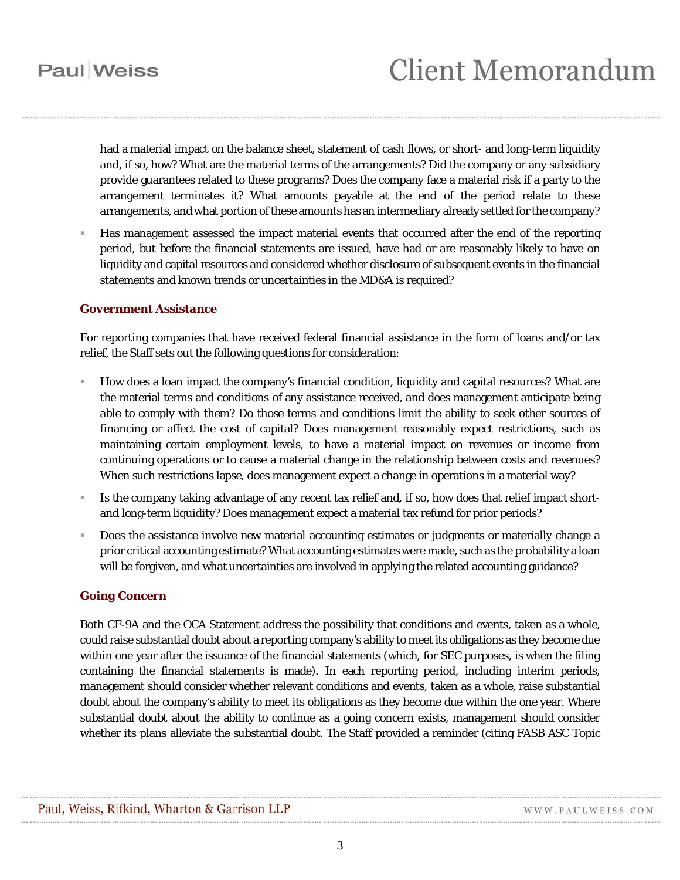had a material impact on the balance sheet, statement of cash flows, or short- and long-term liquidity and, if so, how? What are the material terms of the arrangements? Did the company or any subsidiary provide guarantees related to these programs? Does the company face a material risk if a party to the arrangement terminates it? What amounts payable at the end of the period relate to these arrangements, and what portion of these amounts has an intermediary already settled for the company?

- Has management assessed the impact material events that occurred after the end of the reporting period, but before the financial statements are issued, have had or are reasonably likely to have on liquidity and capital resources and considered whether disclosure of subsequent events in the financial statements and known trends or uncertainties in the MD&A is required?

### Government Assistance

For reporting companies that have received federal financial assistance in the form of loans and/or tax relief, the Staff sets out the following questions for consideration:

- How does a loan impact the company's financial condition, liquidity and capital resources? What are the material terms and conditions of any assistance received, and does management anticipate being able to comply with them? Do those terms and conditions limit the ability to seek other sources of financing or affect the cost of capital? Does management reasonably expect restrictions, such as maintaining certain employment levels, to have a material impact on revenues or income from continuing operations or to cause a material change in the relationship between costs and revenues? When such restrictions lapse, does management expect a change in operations in a material way?
- Is the company taking advantage of any recent tax relief and, if so, how does that relief impact short- and long-term liquidity? Does management expect a material tax refund for prior periods?
- Does the assistance involve new material accounting estimates or judgments or materially change a prior critical accounting estimate? What accounting estimates were made, such as the probability a loan will be forgiven, and what uncertainties are involved in applying the related accounting guidance?

### Going Concern

Both CF-9A and the OCA Statement address the possibility that conditions and events, taken as a whole, could raise substantial doubt about a reporting company's ability to meet its obligations as they become due within one year after the issuance of the financial statements (which, for SEC purposes, is when the filing containing the financial statements is made). In each reporting period, including interim periods, management should consider whether relevant conditions and events, taken as a whole, raise substantial doubt about the company's ability to meet its obligations as they become due within the one year. Where substantial doubt about the ability to continue as a going concern exists, management should consider whether its plans alleviate the substantial doubt. The Staff provided a reminder (citing FASB ASC Topic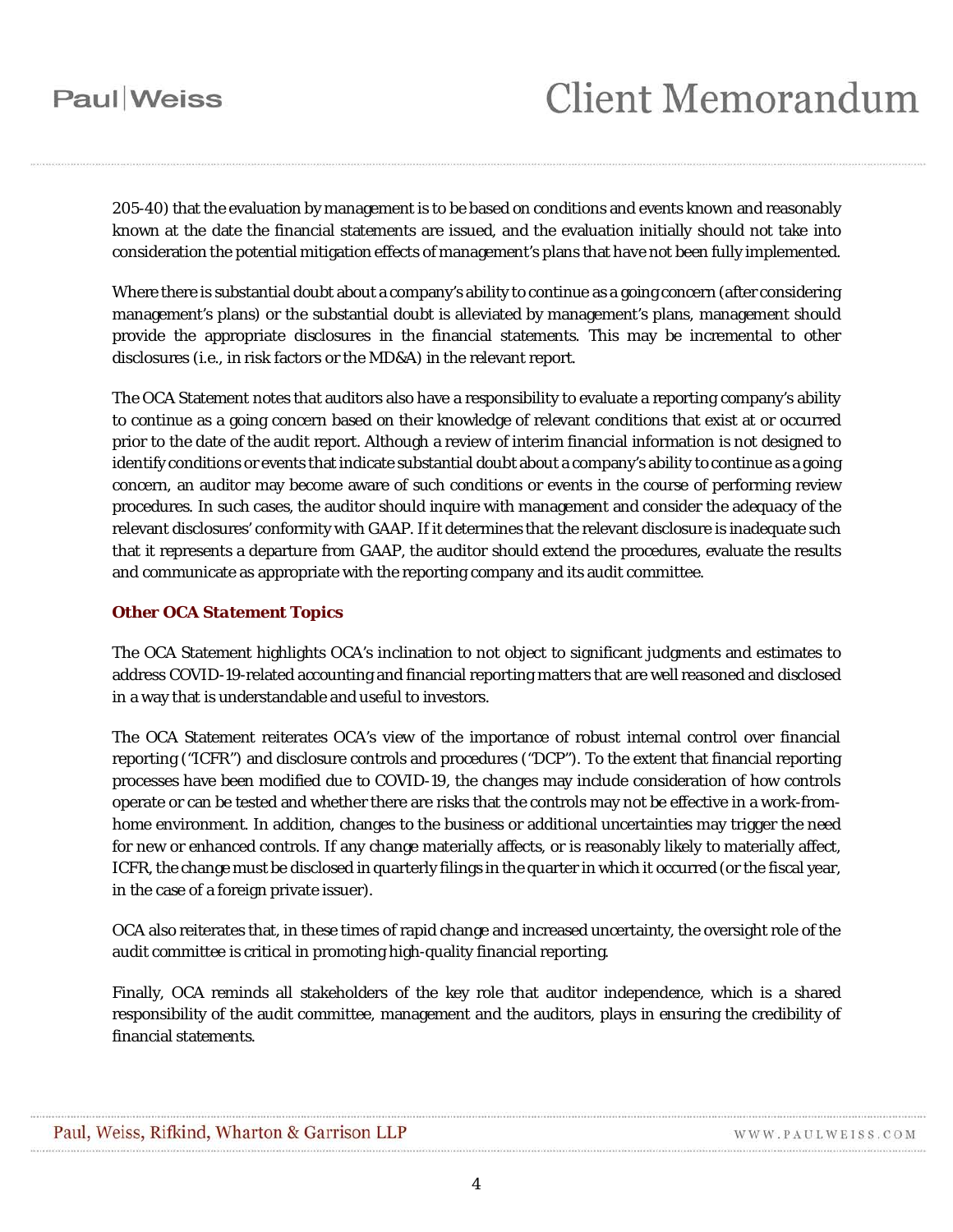205-40) that the evaluation by management is to be based on conditions and events known and reasonably known at the date the financial statements are issued, and the evaluation initially should not take into consideration the potential mitigation effects of management's plans that have not been fully implemented.

Where there is substantial doubt about a company's ability to continue as a going concern (after considering management's plans) or the substantial doubt is alleviated by management's plans, management should provide the appropriate disclosures in the financial statements. This may be incremental to other disclosures (i.e., in risk factors or the MD&A) in the relevant report.

The OCA Statement notes that auditors also have a responsibility to evaluate a reporting company's ability to continue as a going concern based on their knowledge of relevant conditions that exist at or occurred prior to the date of the audit report. Although a review of interim financial information is not designed to identify conditions or events that indicate substantial doubt about a company's ability to continue as a going concern, an auditor may become aware of such conditions or events in the course of performing review procedures. In such cases, the auditor should inquire with management and consider the adequacy of the relevant disclosures' conformity with GAAP. If it determines that the relevant disclosure is inadequate such that it represents a departure from GAAP, the auditor should extend the procedures, evaluate the results and communicate as appropriate with the reporting company and its audit committee.

### *Other OCA Statement Topics*

The OCA Statement highlights OCA's inclination to not object to significant judgments and estimates to address COVID-19-related accounting and financial reporting matters that are well reasoned and disclosed in a way that is understandable and useful to investors.

The OCA Statement reiterates OCA's view of the importance of robust internal control over financial reporting ("ICFR") and disclosure controls and procedures ("DCP"). To the extent that financial reporting processes have been modified due to COVID-19, the changes may include consideration of how controls operate or can be tested and whether there are risks that the controls may not be effective in a work-from-home environment. In addition, changes to the business or additional uncertainties may trigger the need for new or enhanced controls. If any change materially affects, or is reasonably likely to materially affect, ICFR, the change must be disclosed in quarterly filings in the quarter in which it occurred (or the fiscal year, in the case of a foreign private issuer).

OCA also reiterates that, in these times of rapid change and increased uncertainty, the oversight role of the audit committee is critical in promoting high-quality financial reporting.

Finally, OCA reminds all stakeholders of the key role that auditor independence, which is a shared responsibility of the audit committee, management and the auditors, plays in ensuring the credibility of financial statements.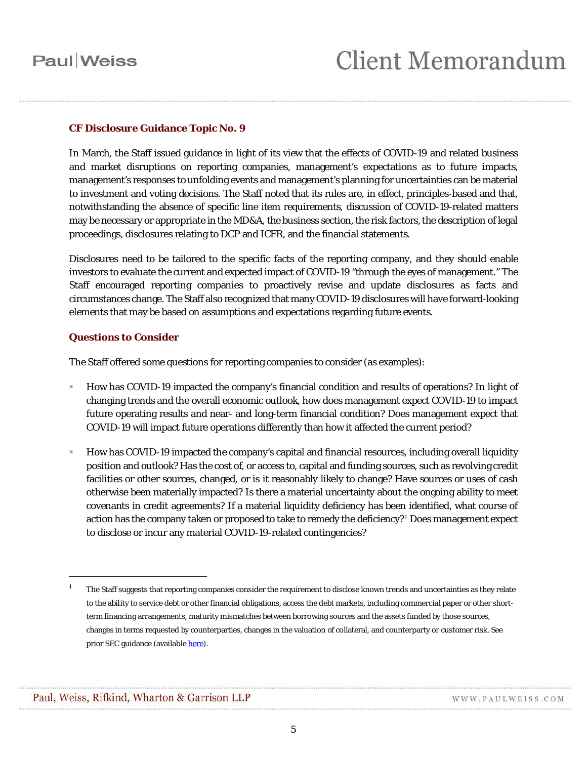### CF Disclosure Guidance Topic No. 9

In March, the Staff issued guidance in light of its view that the effects of COVID-19 and related business and market disruptions on reporting companies, management's expectations as to future impacts, management's responses to unfolding events and management's planning for uncertainties can be material to investment and voting decisions. The Staff noted that its rules are, in effect, principles-based and that, notwithstanding the absence of specific line item requirements, discussion of COVID-19-related matters may be necessary or appropriate in the MD&A, the business section, the risk factors, the description of legal proceedings, disclosures relating to DCP and ICFR, and the financial statements.

Disclosures need to be tailored to the specific facts of the reporting company, and they should enable investors to evaluate the current and expected impact of COVID-19 "through the eyes of management." The Staff encouraged reporting companies to proactively revise and update disclosures as facts and circumstances change. The Staff also recognized that many COVID-19 disclosures will have forward-looking elements that may be based on assumptions and expectations regarding future events.

### Questions to Consider

The Staff offered some questions for reporting companies to consider (as examples):

- How has COVID-19 impacted the company's financial condition and results of operations? In light of changing trends and the overall economic outlook, how does management expect COVID-19 to impact future operating results and near- and long-term financial condition? Does management expect that COVID-19 will impact future operations differently than how it affected the current period?

- How has COVID-19 impacted the company's capital and financial resources, including overall liquidity position and outlook? Has the cost of, or access to, capital and funding sources, such as revolving credit facilities or other sources, changed, or is it reasonably likely to change? Have sources or uses of cash otherwise been materially impacted? Is there a material uncertainty about the ongoing ability to meet covenants in credit agreements? If a material liquidity deficiency has been identified, what course of action has the company taken or proposed to take to remedy the deficiency?[1] Does management expect to disclose or incur any material COVID-19-related contingencies?

---

[1] The Staff suggests that reporting companies consider the requirement to disclose known trends and uncertainties as they relate to the ability to service debt or other financial obligations, access the debt markets, including commercial paper or other short-term financing arrangements, maturity mismatches between borrowing sources and the assets funded by those sources, changes in terms requested by counterparties, changes in the valuation of collateral, and counterparty or customer risk. See prior SEC guidance (available here).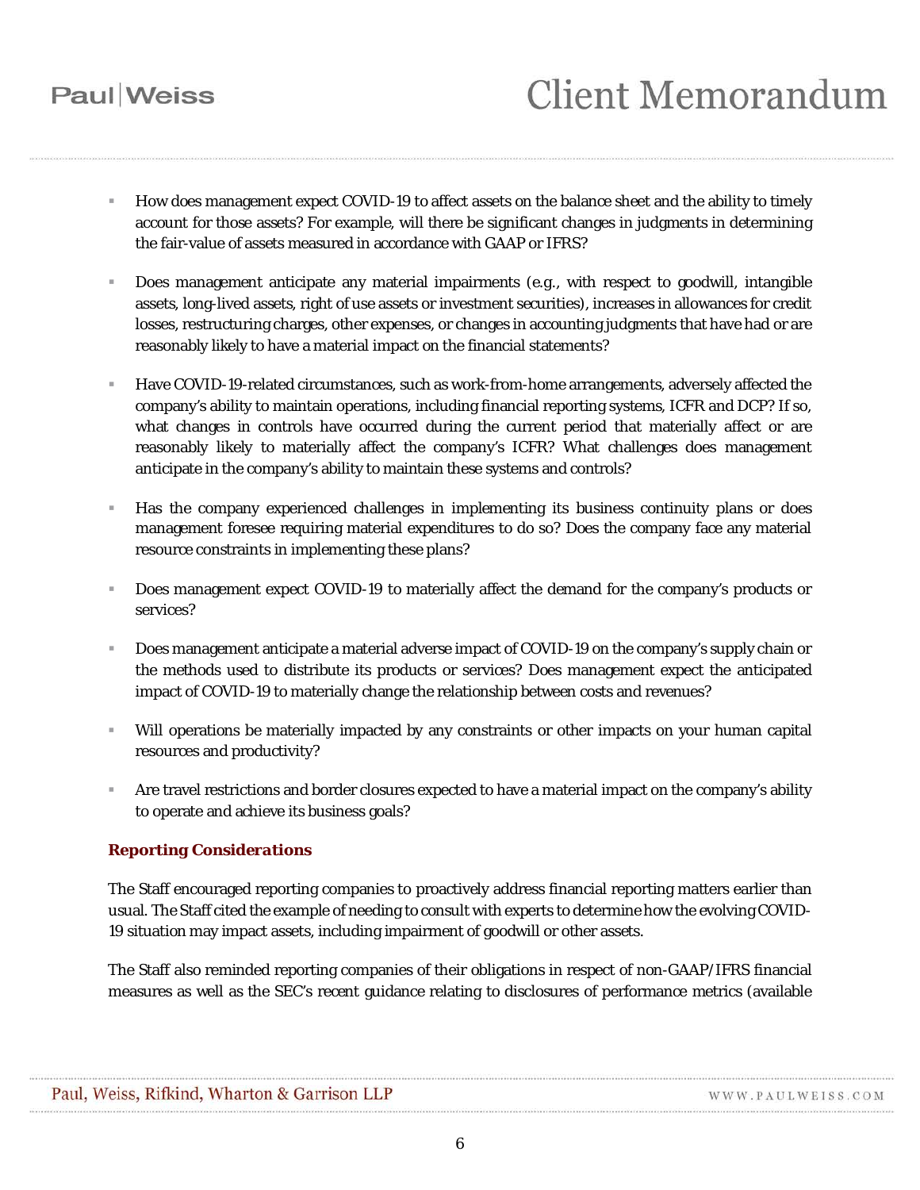- How does management expect COVID-19 to affect assets on the balance sheet and the ability to timely account for those assets? For example, will there be significant changes in judgments in determining the fair-value of assets measured in accordance with GAAP or IFRS?

- Does management anticipate any material impairments (e.g., with respect to goodwill, intangible assets, long-lived assets, right of use assets or investment securities), increases in allowances for credit losses, restructuring charges, other expenses, or changes in accounting judgments that have had or are reasonably likely to have a material impact on the financial statements?

- Have COVID-19-related circumstances, such as work-from-home arrangements, adversely affected the company's ability to maintain operations, including financial reporting systems, ICFR and DCP? If so, what changes in controls have occurred during the current period that materially affect or are reasonably likely to materially affect the company's ICFR? What challenges does management anticipate in the company's ability to maintain these systems and controls?

- Has the company experienced challenges in implementing its business continuity plans or does management foresee requiring material expenditures to do so? Does the company face any material resource constraints in implementing these plans?

- Does management expect COVID-19 to materially affect the demand for the company's products or services?

- Does management anticipate a material adverse impact of COVID-19 on the company's supply chain or the methods used to distribute its products or services? Does management expect the anticipated impact of COVID-19 to materially change the relationship between costs and revenues?

- Will operations be materially impacted by any constraints or other impacts on your human capital resources and productivity?

- Are travel restrictions and border closures expected to have a material impact on the company's ability to operate and achieve its business goals?

### *Reporting Considerations*

The Staff encouraged reporting companies to proactively address financial reporting matters earlier than usual. The Staff cited the example of needing to consult with experts to determine how the evolving COVID-19 situation may impact assets, including impairment of goodwill or other assets.

The Staff also reminded reporting companies of their obligations in respect of non-GAAP/IFRS financial measures as well as the SEC's recent guidance relating to disclosures of performance metrics (available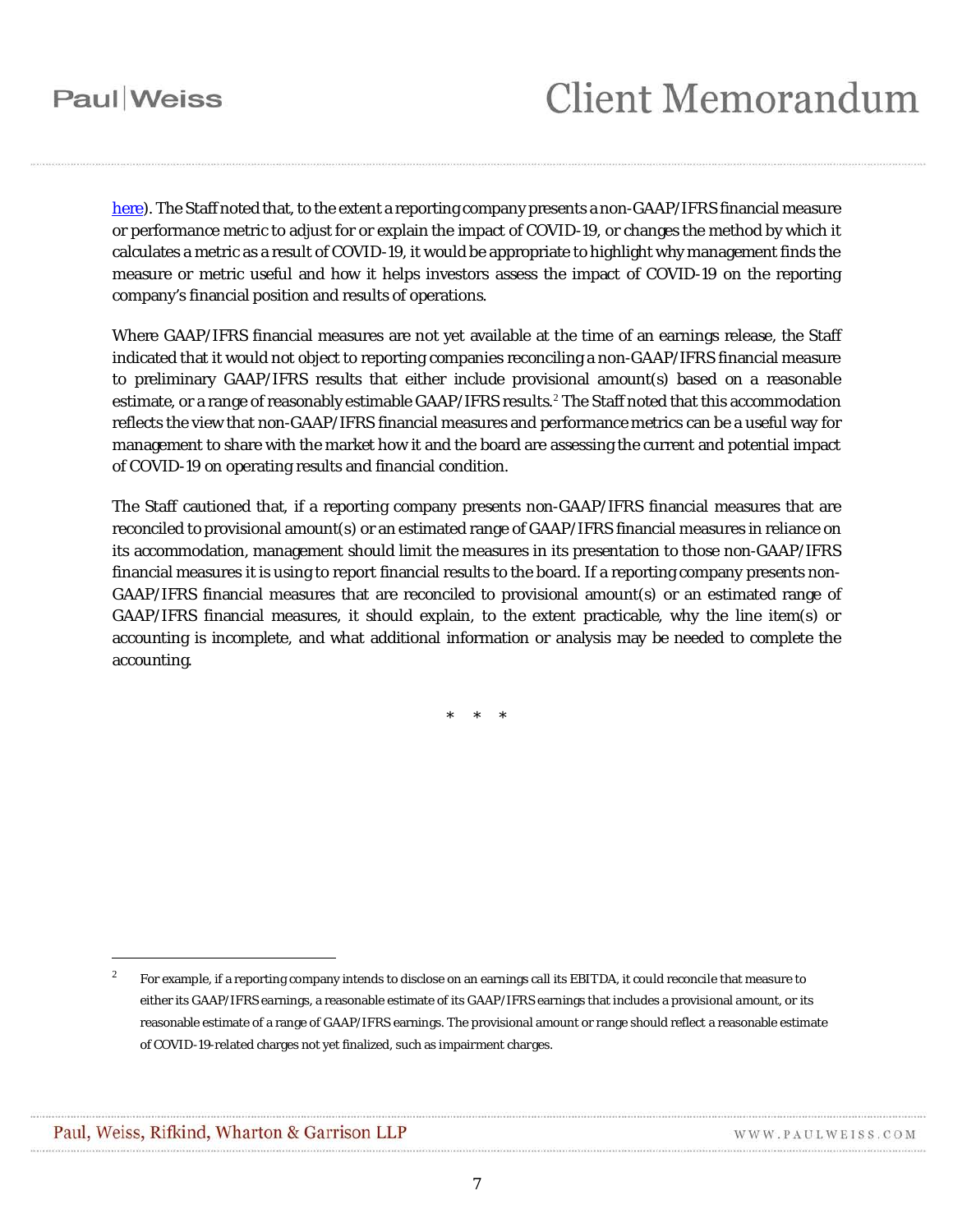here). The Staff noted that, to the extent a reporting company presents a non-GAAP/IFRS financial measure or performance metric to adjust for or explain the impact of COVID-19, or changes the method by which it calculates a metric as a result of COVID-19, it would be appropriate to highlight why management finds the measure or metric useful and how it helps investors assess the impact of COVID-19 on the reporting company's financial position and results of operations.

Where GAAP/IFRS financial measures are not yet available at the time of an earnings release, the Staff indicated that it would not object to reporting companies reconciling a non-GAAP/IFRS financial measure to preliminary GAAP/IFRS results that either include provisional amount(s) based on a reasonable estimate, or a range of reasonably estimable GAAP/IFRS results.[2] The Staff noted that this accommodation reflects the view that non-GAAP/IFRS financial measures and performance metrics can be a useful way for management to share with the market how it and the board are assessing the current and potential impact of COVID-19 on operating results and financial condition.

The Staff cautioned that, if a reporting company presents non-GAAP/IFRS financial measures that are reconciled to provisional amount(s) or an estimated range of GAAP/IFRS financial measures in reliance on its accommodation, management should limit the measures in its presentation to those non-GAAP/IFRS financial measures it is using to report financial results to the board. If a reporting company presents non-GAAP/IFRS financial measures that are reconciled to provisional amount(s) or an estimated range of GAAP/IFRS financial measures, it should explain, to the extent practicable, why the line item(s) or accounting is incomplete, and what additional information or analysis may be needed to complete the accounting.

\* \* \*

---

[2] For example, if a reporting company intends to disclose on an earnings call its EBITDA, it could reconcile that measure to either its GAAP/IFRS earnings, a reasonable estimate of its GAAP/IFRS earnings that includes a provisional amount, or its reasonable estimate of a range of GAAP/IFRS earnings. The provisional amount or range should reflect a reasonable estimate of COVID-19-related charges not yet finalized, such as impairment charges.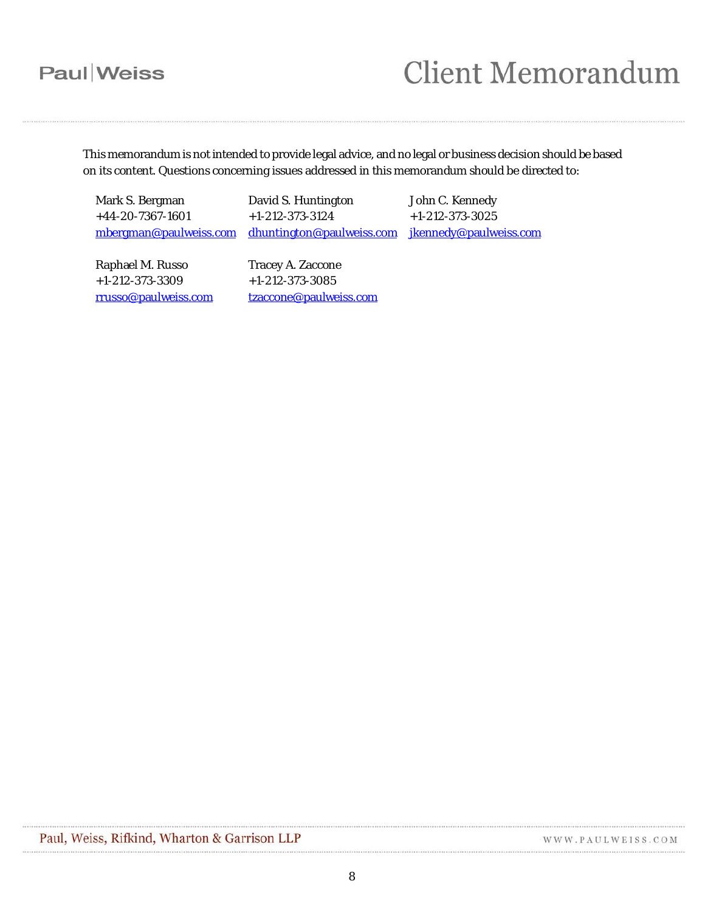This memorandum is not intended to provide legal advice, and no legal or business decision should be based on its content. Questions concerning issues addressed in this memorandum should be directed to:

Mark S. Bergman
+44-20-7367-1601
mbergman@paulweiss.com

David S. Huntington
+1-212-373-3124
dhuntington@paulweiss.com

John C. Kennedy
+1-212-373-3025
jkennedy@paulweiss.com

Raphael M. Russo
+1-212-373-3309
rrusso@paulweiss.com

Tracey A. Zaccone
+1-212-373-3085
tzaccone@paulweiss.com